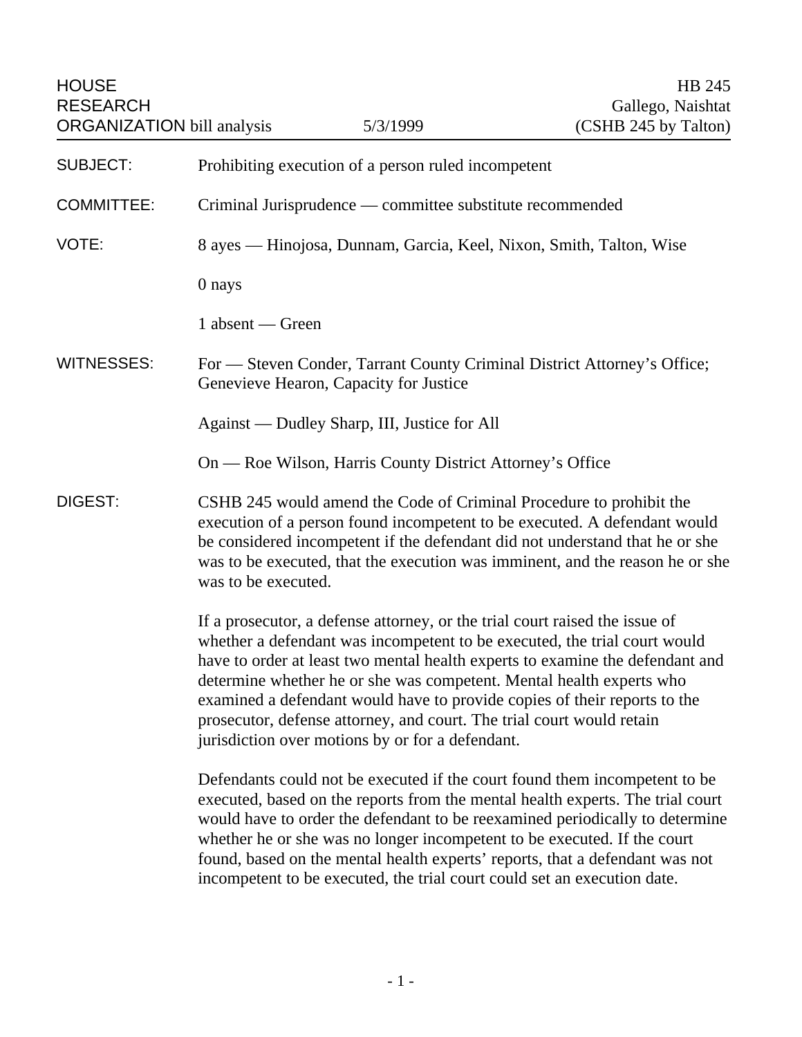HOUSE RESEARCH ORGANIZATION bill analysis | 5/3/1999 | HB 245 Gallego, Naishtat (CSHB 245 by Talton)

**SUBJECT:** Prohibiting execution of a person ruled incompetent

**COMMITTEE:** Criminal Jurisprudence — committee substitute recommended

**VOTE:** 8 ayes — Hinojosa, Dunnam, Garcia, Keel, Nixon, Smith, Talton, Wise

0 nays

1 absent — Green

**WITNESSES:** For — Steven Conder, Tarrant County Criminal District Attorney's Office; Genevieve Hearon, Capacity for Justice

Against — Dudley Sharp, III, Justice for All

On — Roe Wilson, Harris County District Attorney's Office

**DIGEST:** CSHB 245 would amend the Code of Criminal Procedure to prohibit the execution of a person found incompetent to be executed. A defendant would be considered incompetent if the defendant did not understand that he or she was to be executed, that the execution was imminent, and the reason he or she was to be executed.

If a prosecutor, a defense attorney, or the trial court raised the issue of whether a defendant was incompetent to be executed, the trial court would have to order at least two mental health experts to examine the defendant and determine whether he or she was competent. Mental health experts who examined a defendant would have to provide copies of their reports to the prosecutor, defense attorney, and court. The trial court would retain jurisdiction over motions by or for a defendant.

Defendants could not be executed if the court found them incompetent to be executed, based on the reports from the mental health experts. The trial court would have to order the defendant to be reexamined periodically to determine whether he or she was no longer incompetent to be executed. If the court found, based on the mental health experts' reports, that a defendant was not incompetent to be executed, the trial court could set an execution date.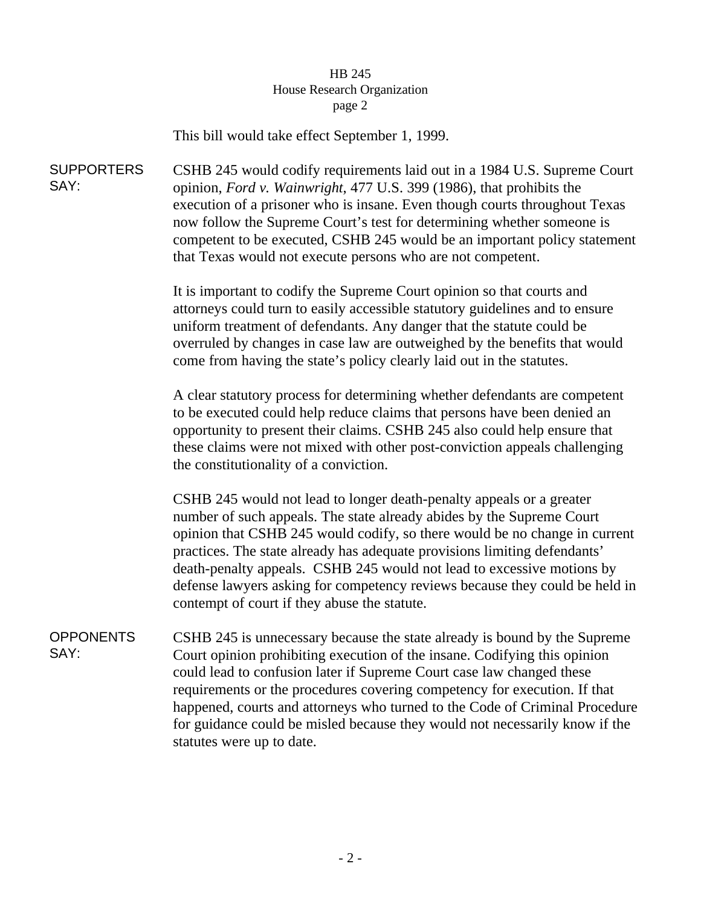This bill would take effect September 1, 1999.

**SUPPORTERS SAY:**

CSHB 245 would codify requirements laid out in a 1984 U.S. Supreme Court opinion, *Ford v. Wainwright*, 477 U.S. 399 (1986), that prohibits the execution of a prisoner who is insane. Even though courts throughout Texas now follow the Supreme Court's test for determining whether someone is competent to be executed, CSHB 245 would be an important policy statement that Texas would not execute persons who are not competent.

It is important to codify the Supreme Court opinion so that courts and attorneys could turn to easily accessible statutory guidelines and to ensure uniform treatment of defendants. Any danger that the statute could be overruled by changes in case law are outweighed by the benefits that would come from having the state's policy clearly laid out in the statutes.

A clear statutory process for determining whether defendants are competent to be executed could help reduce claims that persons have been denied an opportunity to present their claims. CSHB 245 also could help ensure that these claims were not mixed with other post-conviction appeals challenging the constitutionality of a conviction.

CSHB 245 would not lead to longer death-penalty appeals or a greater number of such appeals. The state already abides by the Supreme Court opinion that CSHB 245 would codify, so there would be no change in current practices. The state already has adequate provisions limiting defendants' death-penalty appeals. CSHB 245 would not lead to excessive motions by defense lawyers asking for competency reviews because they could be held in contempt of court if they abuse the statute.

**OPPONENTS SAY:**

CSHB 245 is unnecessary because the state already is bound by the Supreme Court opinion prohibiting execution of the insane. Codifying this opinion could lead to confusion later if Supreme Court case law changed these requirements or the procedures covering competency for execution. If that happened, courts and attorneys who turned to the Code of Criminal Procedure for guidance could be misled because they would not necessarily know if the statutes were up to date.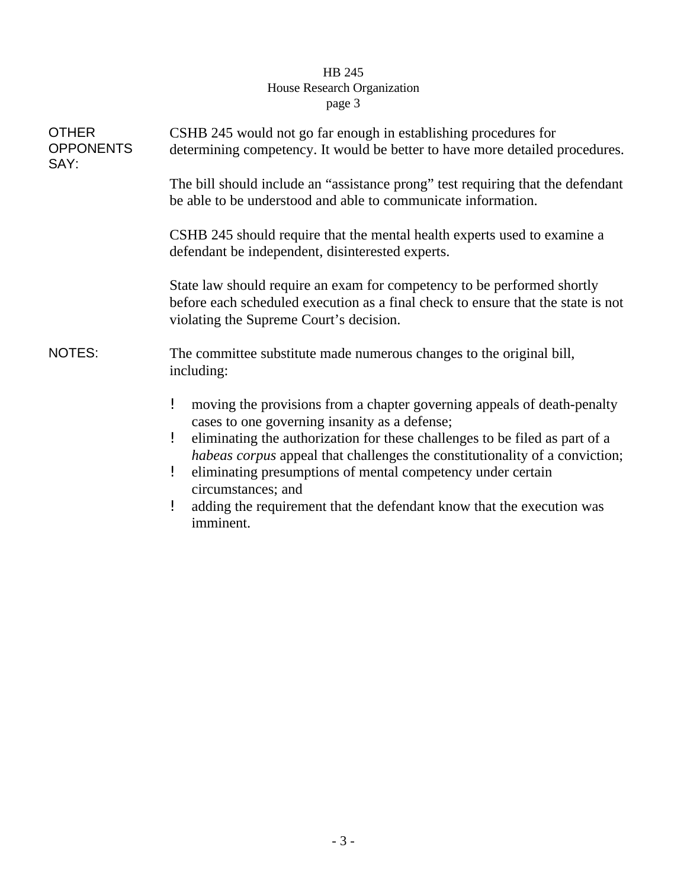**OTHER OPPONENTS SAY:**

CSHB 245 would not go far enough in establishing procedures for determining competency. It would be better to have more detailed procedures.

The bill should include an "assistance prong" test requiring that the defendant be able to be understood and able to communicate information.

CSHB 245 should require that the mental health experts used to examine a defendant be independent, disinterested experts.

State law should require an exam for competency to be performed shortly before each scheduled execution as a final check to ensure that the state is not violating the Supreme Court's decision.

**NOTES:**

The committee substitute made numerous changes to the original bill, including:

- moving the provisions from a chapter governing appeals of death-penalty cases to one governing insanity as a defense;
- eliminating the authorization for these challenges to be filed as part of a *habeas corpus* appeal that challenges the constitutionality of a conviction;
- eliminating presumptions of mental competency under certain circumstances; and
- adding the requirement that the defendant know that the execution was imminent.